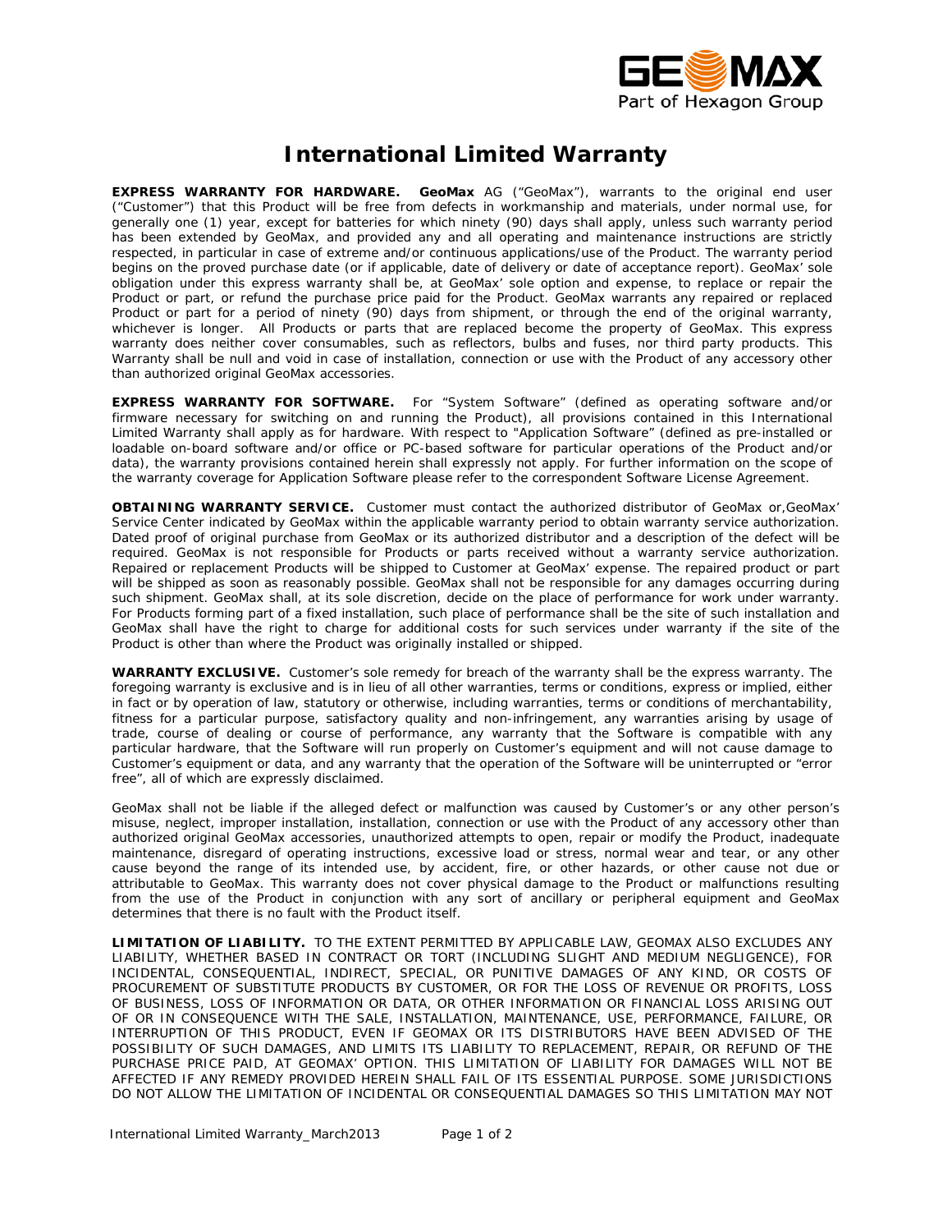# International Limited Warranty

**EXPRESS WARRANTY FOR HARDWARE.** **GeoMax** AG ("GeoMax"), warrants to the original end user ("Customer") that this Product will be free from defects in workmanship and materials, under normal use, for generally one (1) year, except for batteries for which ninety (90) days shall apply, unless such warranty period has been extended by GeoMax, and provided any and all operating and maintenance instructions are strictly respected, in particular in case of extreme and/or continuous applications/use of the Product. The warranty period begins on the proved purchase date (or if applicable, date of delivery or date of acceptance report). GeoMax' sole obligation under this express warranty shall be, at GeoMax' sole option and expense, to replace or repair the Product or part, or refund the purchase price paid for the Product. GeoMax warrants any repaired or replaced Product or part for a period of ninety (90) days from shipment, or through the end of the original warranty, whichever is longer. All Products or parts that are replaced become the property of GeoMax. This express warranty does neither cover consumables, such as reflectors, bulbs and fuses, nor third party products. This Warranty shall be null and void in case of installation, connection or use with the Product of any accessory other than authorized original GeoMax accessories.

**EXPRESS WARRANTY FOR SOFTWARE.** For "System Software" (defined as operating software and/or firmware necessary for switching on and running the Product), all provisions contained in this International Limited Warranty shall apply as for hardware. With respect to "Application Software" (defined as pre-installed or loadable on-board software and/or office or PC-based software for particular operations of the Product and/or data), the warranty provisions contained herein shall expressly not apply. For further information on the scope of the warranty coverage for Application Software please refer to the correspondent Software License Agreement.

**OBTAINING WARRANTY SERVICE.** Customer must contact the authorized distributor of GeoMax or,GeoMax' Service Center indicated by GeoMax within the applicable warranty period to obtain warranty service authorization. Dated proof of original purchase from GeoMax or its authorized distributor and a description of the defect will be required. GeoMax is not responsible for Products or parts received without a warranty service authorization. Repaired or replacement Products will be shipped to Customer at GeoMax' expense. The repaired product or part will be shipped as soon as reasonably possible. GeoMax shall not be responsible for any damages occurring during such shipment. GeoMax shall, at its sole discretion, decide on the place of performance for work under warranty. For Products forming part of a fixed installation, such place of performance shall be the site of such installation and GeoMax shall have the right to charge for additional costs for such services under warranty if the site of the Product is other than where the Product was originally installed or shipped.

**WARRANTY EXCLUSIVE.** Customer's sole remedy for breach of the warranty shall be the express warranty. The foregoing warranty is exclusive and is in lieu of all other warranties, terms or conditions, express or implied, either in fact or by operation of law, statutory or otherwise, including warranties, terms or conditions of merchantability, fitness for a particular purpose, satisfactory quality and non-infringement, any warranties arising by usage of trade, course of dealing or course of performance, any warranty that the Software is compatible with any particular hardware, that the Software will run properly on Customer's equipment and will not cause damage to Customer's equipment or data, and any warranty that the operation of the Software will be uninterrupted or "error free", all of which are expressly disclaimed.

GeoMax shall not be liable if the alleged defect or malfunction was caused by Customer's or any other person's misuse, neglect, improper installation, installation, connection or use with the Product of any accessory other than authorized original GeoMax accessories, unauthorized attempts to open, repair or modify the Product, inadequate maintenance, disregard of operating instructions, excessive load or stress, normal wear and tear, or any other cause beyond the range of its intended use, by accident, fire, or other hazards, or other cause not due or attributable to GeoMax. This warranty does not cover physical damage to the Product or malfunctions resulting from the use of the Product in conjunction with any sort of ancillary or peripheral equipment and GeoMax determines that there is no fault with the Product itself.

**LIMITATION OF LIABILITY.** TO THE EXTENT PERMITTED BY APPLICABLE LAW, GEOMAX ALSO EXCLUDES ANY LIABILITY, WHETHER BASED IN CONTRACT OR TORT (INCLUDING SLIGHT AND MEDIUM NEGLIGENCE), FOR INCIDENTAL, CONSEQUENTIAL, INDIRECT, SPECIAL, OR PUNITIVE DAMAGES OF ANY KIND, OR COSTS OF PROCUREMENT OF SUBSTITUTE PRODUCTS BY CUSTOMER, OR FOR THE LOSS OF REVENUE OR PROFITS, LOSS OF BUSINESS, LOSS OF INFORMATION OR DATA, OR OTHER INFORMATION OR FINANCIAL LOSS ARISING OUT OF OR IN CONSEQUENCE WITH THE SALE, INSTALLATION, MAINTENANCE, USE, PERFORMANCE, FAILURE, OR INTERRUPTION OF THIS PRODUCT, EVEN IF GEOMAX OR ITS DISTRIBUTORS HAVE BEEN ADVISED OF THE POSSIBILITY OF SUCH DAMAGES, AND LIMITS ITS LIABILITY TO REPLACEMENT, REPAIR, OR REFUND OF THE PURCHASE PRICE PAID, AT GEOMAX' OPTION. THIS LIMITATION OF LIABILITY FOR DAMAGES WILL NOT BE AFFECTED IF ANY REMEDY PROVIDED HEREIN SHALL FAIL OF ITS ESSENTIAL PURPOSE. SOME JURISDICTIONS DO NOT ALLOW THE LIMITATION OF INCIDENTAL OR CONSEQUENTIAL DAMAGES SO THIS LIMITATION MAY NOT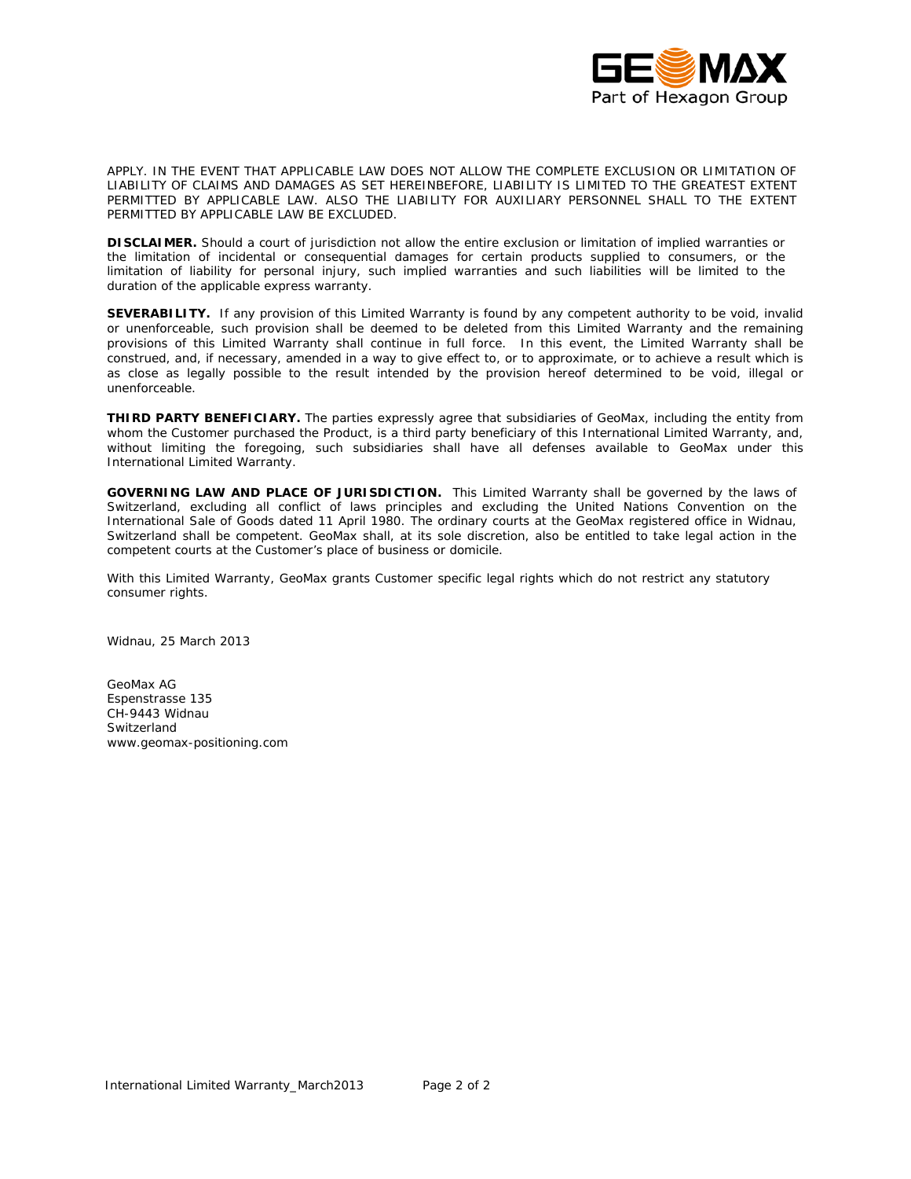APPLY. IN THE EVENT THAT APPLICABLE LAW DOES NOT ALLOW THE COMPLETE EXCLUSION OR LIMITATION OF LIABILITY OF CLAIMS AND DAMAGES AS SET HEREINBEFORE, LIABILITY IS LIMITED TO THE GREATEST EXTENT PERMITTED BY APPLICABLE LAW. ALSO THE LIABILITY FOR AUXILIARY PERSONNEL SHALL TO THE EXTENT PERMITTED BY APPLICABLE LAW BE EXCLUDED.

**DISCLAIMER.** Should a court of jurisdiction not allow the entire exclusion or limitation of implied warranties or the limitation of incidental or consequential damages for certain products supplied to consumers, or the limitation of liability for personal injury, such implied warranties and such liabilities will be limited to the duration of the applicable express warranty.

**SEVERABILITY.** If any provision of this Limited Warranty is found by any competent authority to be void, invalid or unenforceable, such provision shall be deemed to be deleted from this Limited Warranty and the remaining provisions of this Limited Warranty shall continue in full force. In this event, the Limited Warranty shall be construed, and, if necessary, amended in a way to give effect to, or to approximate, or to achieve a result which is as close as legally possible to the result intended by the provision hereof determined to be void, illegal or unenforceable.

**THIRD PARTY BENEFICIARY.** The parties expressly agree that subsidiaries of GeoMax, including the entity from whom the Customer purchased the Product, is a third party beneficiary of this International Limited Warranty, and, without limiting the foregoing, such subsidiaries shall have all defenses available to GeoMax under this International Limited Warranty.

**GOVERNING LAW AND PLACE OF JURISDICTION.** This Limited Warranty shall be governed by the laws of Switzerland, excluding all conflict of laws principles and excluding the United Nations Convention on the International Sale of Goods dated 11 April 1980. The ordinary courts at the GeoMax registered office in Widnau, Switzerland shall be competent. GeoMax shall, at its sole discretion, also be entitled to take legal action in the competent courts at the Customer's place of business or domicile.

With this Limited Warranty, GeoMax grants Customer specific legal rights which do not restrict any statutory consumer rights.

Widnau, 25 March 2013

GeoMax AG
Espenstrasse 135
CH-9443 Widnau
Switzerland
www.geomax-positioning.com